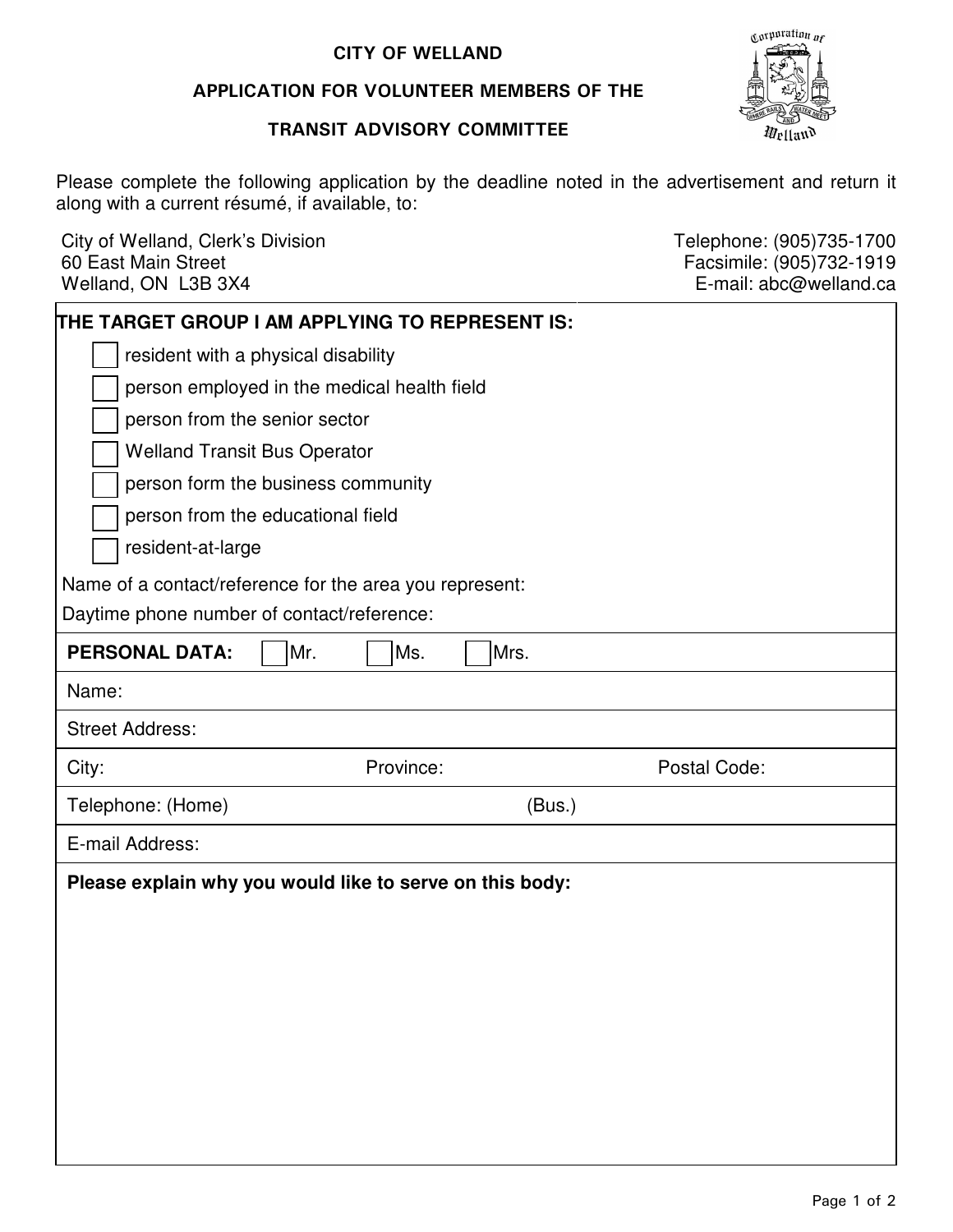# CITY OF WELLAND

## APPLICATION FOR VOLUNTEER MEMBERS OF THE TRANSIT ADVISORY COMMITTEE

Please complete the following application by the deadline noted in the advertisement and return it along with a current résumé, if available, to:

City of Welland, Clerk's Division
60 East Main Street
Welland, ON L3B 3X4

Telephone: (905)735-1700
Facsimile: (905)732-1919
E-mail: abc@welland.ca

**THE TARGET GROUP I AM APPLYING TO REPRESENT IS:**

- ☐ resident with a physical disability
- ☐ person employed in the medical health field
- ☐ person from the senior sector
- ☐ Welland Transit Bus Operator
- ☐ person form the business community
- ☐ person from the educational field
- ☐ resident-at-large

Name of a contact/reference for the area you represent:

Daytime phone number of contact/reference:

**PERSONAL DATA:** ☐ Mr. ☐ Ms. ☐ Mrs.

Name:

Street Address:

City: Province: Postal Code:

Telephone: (Home) (Bus.)

E-mail Address:

**Please explain why you would like to serve on this body:**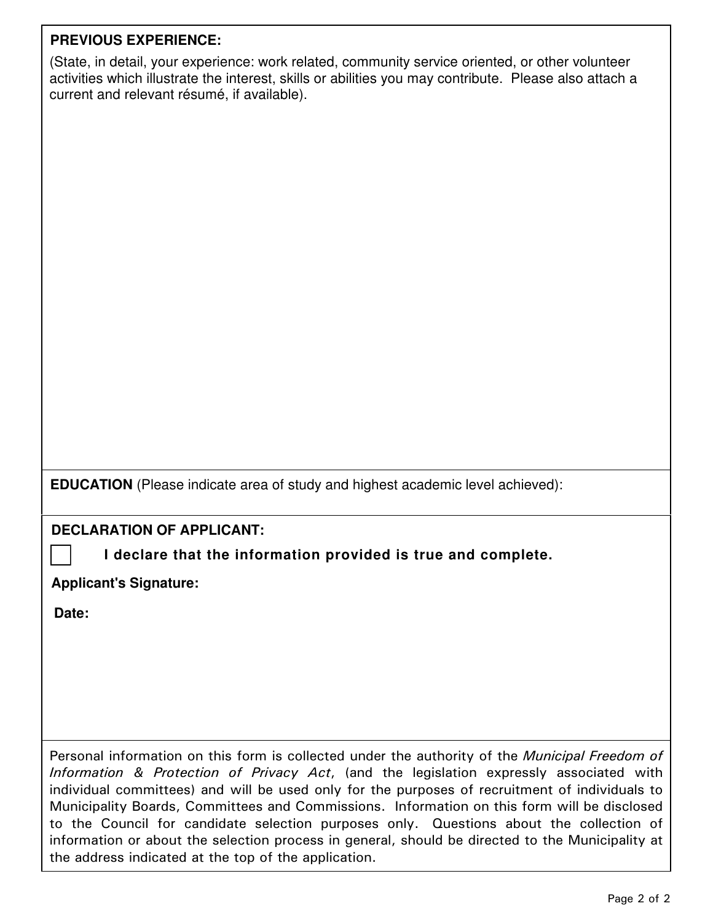**PREVIOUS EXPERIENCE:**

(State, in detail, your experience: work related, community service oriented, or other volunteer activities which illustrate the interest, skills or abilities you may contribute. Please also attach a current and relevant résumé, if available).

**EDUCATION** (Please indicate area of study and highest academic level achieved):

**DECLARATION OF APPLICANT:**

☐ **I declare that the information provided is true and complete.**

**Applicant's Signature:**

**Date:**

Personal information on this form is collected under the authority of the *Municipal Freedom of Information & Protection of Privacy Act*, (and the legislation expressly associated with individual committees) and will be used only for the purposes of recruitment of individuals to Municipality Boards, Committees and Commissions. Information on this form will be disclosed to the Council for candidate selection purposes only. Questions about the collection of information or about the selection process in general, should be directed to the Municipality at the address indicated at the top of the application.